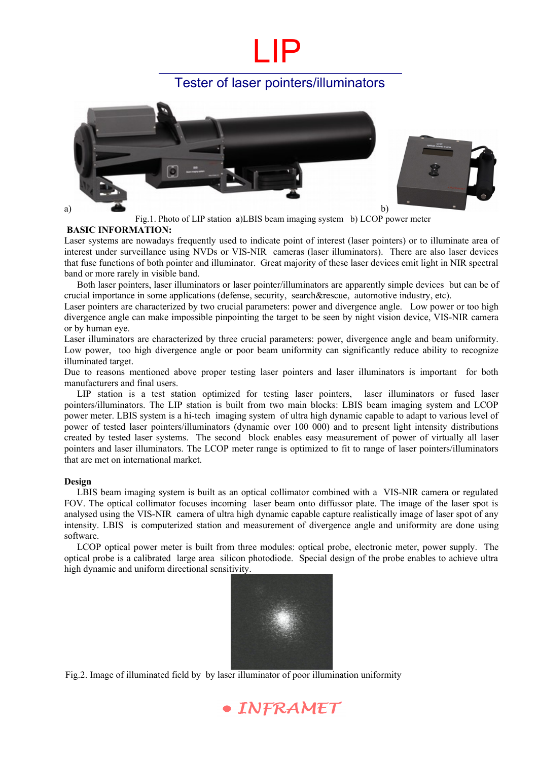# LIP

## Tester of laser pointers/illuminators

a) b)

Fig.1. Photo of LIP station a)LBIS beam imaging system b) LCOP power meter

**BASIC INFORMATION:**

Laser systems are nowadays frequently used to indicate point of interest (laser pointers) or to illuminate area of interest under surveillance using NVDs or VIS-NIR cameras (laser illuminators). There are also laser devices that fuse functions of both pointer and illuminator. Great majority of these laser devices emit light in NIR spectral band or more rarely in visible band.

Both laser pointers, laser illuminators or laser pointer/illuminators are apparently simple devices but can be of crucial importance in some applications (defense, security, search&rescue, automotive industry, etc).

Laser pointers are characterized by two crucial parameters: power and divergence angle. Low power or too high divergence angle can make impossible pinpointing the target to be seen by night vision device, VIS-NIR camera or by human eye.

Laser illuminators are characterized by three crucial parameters: power, divergence angle and beam uniformity. Low power, too high divergence angle or poor beam uniformity can significantly reduce ability to recognize illuminated target.

Due to reasons mentioned above proper testing laser pointers and laser illuminators is important for both manufacturers and final users.

LIP station is a test station optimized for testing laser pointers, laser illuminators or fused laser pointers/illuminators. The LIP station is built from two main blocks: LBIS beam imaging system and LCOP power meter. LBIS system is a hi-tech imaging system of ultra high dynamic capable to adapt to various level of power of tested laser pointers/illuminators (dynamic over 100 000) and to present light intensity distributions created by tested laser systems. The second block enables easy measurement of power of virtually all laser pointers and laser illuminators. The LCOP meter range is optimized to fit to range of laser pointers/illuminators that are met on international market.

**Design**

LBIS beam imaging system is built as an optical collimator combined with a VIS-NIR camera or regulated FOV. The optical collimator focuses incoming laser beam onto diffussor plate. The image of the laser spot is analysed using the VIS-NIR camera of ultra high dynamic capable capture realistically image of laser spot of any intensity. LBIS is computerized station and measurement of divergence angle and uniformity are done using software.

LCOP optical power meter is built from three modules: optical probe, electronic meter, power supply. The optical probe is a calibrated large area silicon photodiode. Special design of the probe enables to achieve ultra high dynamic and uniform directional sensitivity.

Fig.2. Image of illuminated field by by laser illuminator of poor illumination uniformity

INFRAMET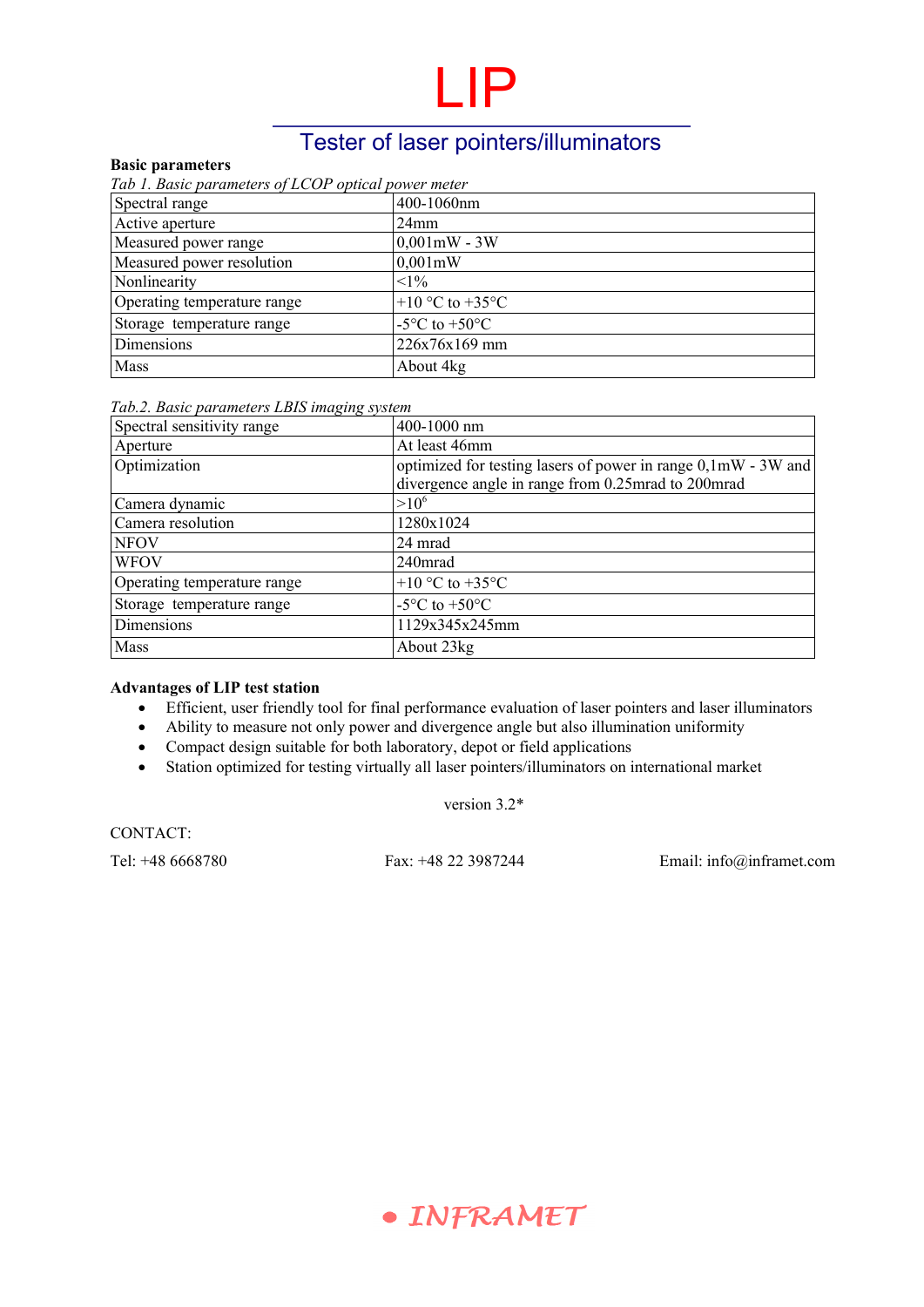# LIP

## Tester of laser pointers/illuminators

**Basic parameters**

*Tab 1. Basic parameters of LCOP optical power meter*

| | |
|---|---|
| Spectral range | 400-1060nm |
| Active aperture | 24mm |
| Measured power range | 0,001mW - 3W |
| Measured power resolution | 0,001mW |
| Nonlinearity | <1% |
| Operating temperature range | +10 °C to +35°C |
| Storage temperature range | -5°C to +50°C |
| Dimensions | 226x76x169 mm |
| Mass | About 4kg |

*Tab.2. Basic parameters LBIS imaging system*

| | |
|---|---|
| Spectral sensitivity range | 400-1000 nm |
| Aperture | At least 46mm |
| Optimization | optimized for testing lasers of power in range 0,1mW - 3W and divergence angle in range from 0.25mrad to 200mrad |
| Camera dynamic | $>10^6$ |
| Camera resolution | 1280x1024 |
| NFOV | 24 mrad |
| WFOV | 240mrad |
| Operating temperature range | +10 °C to +35°C |
| Storage temperature range | -5°C to +50°C |
| Dimensions | 1129x345x245mm |
| Mass | About 23kg |

**Advantages of LIP test station**

- Efficient, user friendly tool for final performance evaluation of laser pointers and laser illuminators
- Ability to measure not only power and divergence angle but also illumination uniformity
- Compact design suitable for both laboratory, depot or field applications
- Station optimized for testing virtually all laser pointers/illuminators on international market

version 3.2*

CONTACT:

Tel: +48 6668780 Fax: +48 22 3987244 Email: info@inframet.com

INFRAMET